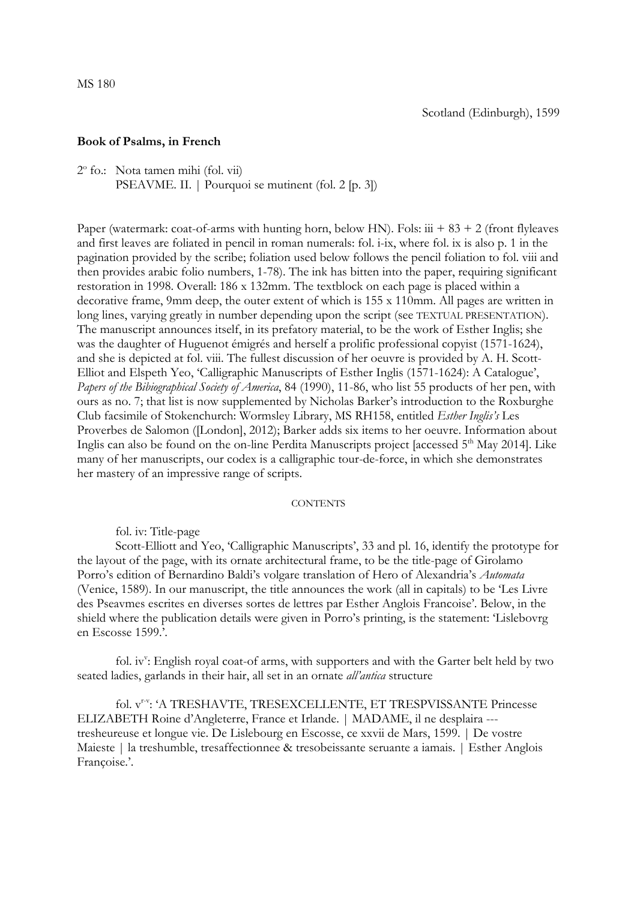MS 180

Scotland (Edinburgh), 1599

**Book of Psalms, in French**

2º fo.: Nota tamen mihi (fol. vii)
PSEAVME. II. | Pourquoi se mutinent (fol. 2 [p. 3])

Paper (watermark: coat-of-arms with hunting horn, below HN). Fols: iii + 83 + 2 (front flyleaves and first leaves are foliated in pencil in roman numerals: fol. i-ix, where fol. ix is also p. 1 in the pagination provided by the scribe; foliation used below follows the pencil foliation to fol. viii and then provides arabic folio numbers, 1-78). The ink has bitten into the paper, requiring significant restoration in 1998. Overall: 186 x 132mm. The textblock on each page is placed within a decorative frame, 9mm deep, the outer extent of which is 155 x 110mm. All pages are written in long lines, varying greatly in number depending upon the script (see TEXTUAL PRESENTATION). The manuscript announces itself, in its prefatory material, to be the work of Esther Inglis; she was the daughter of Huguenot émigrés and herself a prolific professional copyist (1571-1624), and she is depicted at fol. viii. The fullest discussion of her oeuvre is provided by A. H. Scott-Elliot and Elspeth Yeo, 'Calligraphic Manuscripts of Esther Inglis (1571-1624): A Catalogue', *Papers of the Bibiographical Society of America*, 84 (1990), 11-86, who list 55 products of her pen, with ours as no. 7; that list is now supplemented by Nicholas Barker's introduction to the Roxburghe Club facsimile of Stokenchurch: Wormsley Library, MS RH158, entitled *Esther Inglis's* Les Proverbes de Salomon ([London], 2012); Barker adds six items to her oeuvre. Information about Inglis can also be found on the on-line Perdita Manuscripts project [accessed 5th May 2014]. Like many of her manuscripts, our codex is a calligraphic tour-de-force, in which she demonstrates her mastery of an impressive range of scripts.

CONTENTS

fol. iv: Title-page

Scott-Elliott and Yeo, 'Calligraphic Manuscripts', 33 and pl. 16, identify the prototype for the layout of the page, with its ornate architectural frame, to be the title-page of Girolamo Porro's edition of Bernardino Baldi's volgare translation of Hero of Alexandria's *Automata* (Venice, 1589). In our manuscript, the title announces the work (all in capitals) to be 'Les Livre des Pseavmes escrites en diverses sortes de lettres par Esther Anglois Francoise'. Below, in the shield where the publication details were given in Porro's printing, is the statement: 'Lislebovrg en Escosse 1599.'.

fol. iv^v: English royal coat-of arms, with supporters and with the Garter belt held by two seated ladies, garlands in their hair, all set in an ornate *all'antica* structure

fol. v^r-v: 'A TRESHAVTE, TRESEXCELLENTE, ET TRESPVISSANTE Princesse ELIZABETH Roine d'Angleterre, France et Irlande. | MADAME, il ne desplaira --- tresheureuse et longue vie. De Lislebourg en Escosse, ce xxvii de Mars, 1599. | De vostre Maieste | la treshumble, tresaffectionnee & tresobeissante seruante a iamais. | Esther Anglois Françoise.'.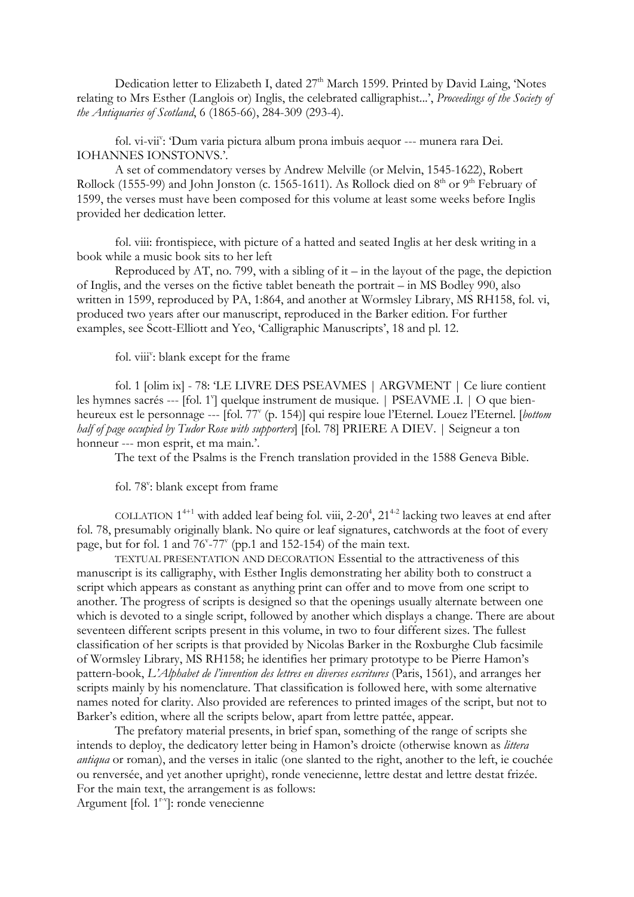Dedication letter to Elizabeth I, dated 27th March 1599. Printed by David Laing, 'Notes relating to Mrs Esther (Langlois or) Inglis, the celebrated calligraphist...', *Proceedings of the Society of the Antiquaries of Scotland*, 6 (1865-66), 284-309 (293-4).

fol. vi-vii$^v$: 'Dum varia pictura album prona imbuis aequor --- munera rara Dei. IOHANNES IONSTONVS.'.

A set of commendatory verses by Andrew Melville (or Melvin, 1545-1622), Robert Rollock (1555-99) and John Jonston (c. 1565-1611). As Rollock died on 8th or 9th February of 1599, the verses must have been composed for this volume at least some weeks before Inglis provided her dedication letter.

fol. viii: frontispiece, with picture of a hatted and seated Inglis at her desk writing in a book while a music book sits to her left

Reproduced by AT, no. 799, with a sibling of it – in the layout of the page, the depiction of Inglis, and the verses on the fictive tablet beneath the portrait – in MS Bodley 990, also written in 1599, reproduced by PA, 1:864, and another at Wormsley Library, MS RH158, fol. vi, produced two years after our manuscript, reproduced in the Barker edition. For further examples, see Scott-Elliott and Yeo, 'Calligraphic Manuscripts', 18 and pl. 12.

fol. viii$^v$: blank except for the frame

fol. 1 [olim ix] - 78: 'LE LIVRE DES PSEAVMES | ARGVMENT | Ce liure contient les hymnes sacrés --- [fol. 1$^v$] quelque instrument de musique. | PSEAVME .I. | O que bien-heureux est le personnage --- [fol. 77$^v$ (p. 154)] qui respire loue l'Eternel. Louez l'Eternel. [*bottom half of page occupied by Tudor Rose with supporters*] [fol. 78] PRIERE A DIEV. | Seigneur a ton honneur --- mon esprit, et ma main.'.

The text of the Psalms is the French translation provided in the 1588 Geneva Bible.

fol. 78$^v$: blank except from frame

COLLATION $1^{4+1}$ with added leaf being fol. viii, $2\text{-}20^4$, $21^{4-2}$ lacking two leaves at end after fol. 78, presumably originally blank. No quire or leaf signatures, catchwords at the foot of every page, but for fol. 1 and 76$^v$-77$^v$ (pp.1 and 152-154) of the main text.

TEXTUAL PRESENTATION AND DECORATION Essential to the attractiveness of this manuscript is its calligraphy, with Esther Inglis demonstrating her ability both to construct a script which appears as constant as anything print can offer and to move from one script to another. The progress of scripts is designed so that the openings usually alternate between one which is devoted to a single script, followed by another which displays a change. There are about seventeen different scripts present in this volume, in two to four different sizes. The fullest classification of her scripts is that provided by Nicolas Barker in the Roxburghe Club facsimile of Wormsley Library, MS RH158; he identifies her primary prototype to be Pierre Hamon's pattern-book, *L'Alphabet de l'invention des lettres en diverses escritures* (Paris, 1561), and arranges her scripts mainly by his nomenclature. That classification is followed here, with some alternative names noted for clarity. Also provided are references to printed images of the script, but not to Barker's edition, where all the scripts below, apart from lettre pattée, appear.

The prefatory material presents, in brief span, something of the range of scripts she intends to deploy, the dedicatory letter being in Hamon's droicte (otherwise known as *littera antiqua* or roman), and the verses in italic (one slanted to the right, another to the left, ie couchée ou renversée, and yet another upright), ronde venecienne, lettre destat and lettre destat frizée. For the main text, the arrangement is as follows:

Argument [fol. 1$^{r-v}$]: ronde venecienne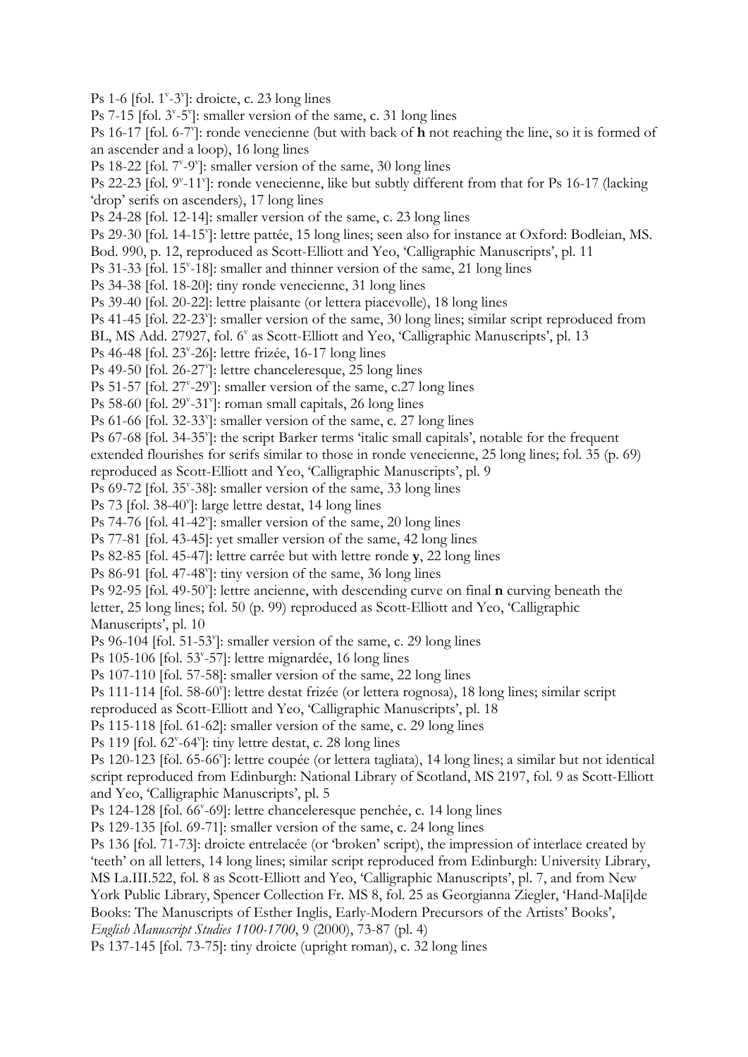Ps 1-6 [fol. 1v-3v]: droicte, c. 23 long lines

Ps 7-15 [fol. 3v-5v]: smaller version of the same, c. 31 long lines

Ps 16-17 [fol. 6-7v]: ronde venecienne (but with back of **h** not reaching the line, so it is formed of an ascender and a loop), 16 long lines

Ps 18-22 [fol. 7v-9v]: smaller version of the same, 30 long lines

Ps 22-23 [fol. 9v-11v]: ronde venecienne, like but subtly different from that for Ps 16-17 (lacking 'drop' serifs on ascenders), 17 long lines

Ps 24-28 [fol. 12-14]: smaller version of the same, c. 23 long lines

Ps 29-30 [fol. 14-15v]: lettre pattée, 15 long lines; seen also for instance at Oxford: Bodleian, MS. Bod. 990, p. 12, reproduced as Scott-Elliott and Yeo, 'Calligraphic Manuscripts', pl. 11

Ps 31-33 [fol. 15v-18]: smaller and thinner version of the same, 21 long lines

Ps 34-38 [fol. 18-20]: tiny ronde venecienne, 31 long lines

Ps 39-40 [fol. 20-22]: lettre plaisante (or lettera piacevolle), 18 long lines

Ps 41-45 [fol. 22-23v]: smaller version of the same, 30 long lines; similar script reproduced from BL, MS Add. 27927, fol. 6v as Scott-Elliott and Yeo, 'Calligraphic Manuscripts', pl. 13

Ps 46-48 [fol. 23v-26]: lettre frizée, 16-17 long lines

Ps 49-50 [fol. 26-27v]: lettre chanceleresque, 25 long lines

Ps 51-57 [fol. 27v-29v]: smaller version of the same, c.27 long lines

Ps 58-60 [fol. 29v-31v]: roman small capitals, 26 long lines

Ps 61-66 [fol. 32-33v]: smaller version of the same, c. 27 long lines

Ps 67-68 [fol. 34-35v]: the script Barker terms 'italic small capitals', notable for the frequent extended flourishes for serifs similar to those in ronde venecienne, 25 long lines; fol. 35 (p. 69) reproduced as Scott-Elliott and Yeo, 'Calligraphic Manuscripts', pl. 9

Ps 69-72 [fol. 35v-38]: smaller version of the same, 33 long lines

Ps 73 [fol. 38-40v]: large lettre destat, 14 long lines

Ps 74-76 [fol. 41-42v]: smaller version of the same, 20 long lines

Ps 77-81 [fol. 43-45]: yet smaller version of the same, 42 long lines

Ps 82-85 [fol. 45-47]: lettre carrée but with lettre ronde **y**, 22 long lines

Ps 86-91 [fol. 47-48v]: tiny version of the same, 36 long lines

Ps 92-95 [fol. 49-50v]: lettre ancienne, with descending curve on final **n** curving beneath the letter, 25 long lines; fol. 50 (p. 99) reproduced as Scott-Elliott and Yeo, 'Calligraphic Manuscripts', pl. 10

Ps 96-104 [fol. 51-53v]: smaller version of the same, c. 29 long lines

Ps 105-106 [fol. 53v-57]: lettre mignardée, 16 long lines

Ps 107-110 [fol. 57-58]: smaller version of the same, 22 long lines

Ps 111-114 [fol. 58-60v]: lettre destat frizée (or lettera rognosa), 18 long lines; similar script reproduced as Scott-Elliott and Yeo, 'Calligraphic Manuscripts', pl. 18

Ps 115-118 [fol. 61-62]: smaller version of the same, c. 29 long lines

Ps 119 [fol. 62v-64v]: tiny lettre destat, c. 28 long lines

Ps 120-123 [fol. 65-66v]: lettre coupée (or lettera tagliata), 14 long lines; a similar but not identical script reproduced from Edinburgh: National Library of Scotland, MS 2197, fol. 9 as Scott-Elliott and Yeo, 'Calligraphic Manuscripts', pl. 5

Ps 124-128 [fol. 66v-69]: lettre chanceleresque penchée, c. 14 long lines

Ps 129-135 [fol. 69-71]: smaller version of the same, c. 24 long lines

Ps 136 [fol. 71-73]: droicte entrelacée (or 'broken' script), the impression of interlace created by 'teeth' on all letters, 14 long lines; similar script reproduced from Edinburgh: University Library, MS La.III.522, fol. 8 as Scott-Elliott and Yeo, 'Calligraphic Manuscripts', pl. 7, and from New York Public Library, Spencer Collection Fr. MS 8, fol. 25 as Georgianna Ziegler, 'Hand-Ma[i]de Books: The Manuscripts of Esther Inglis, Early-Modern Precursors of the Artists' Books', *English Manuscript Studies 1100-1700*, 9 (2000), 73-87 (pl. 4)

Ps 137-145 [fol. 73-75]: tiny droicte (upright roman), c. 32 long lines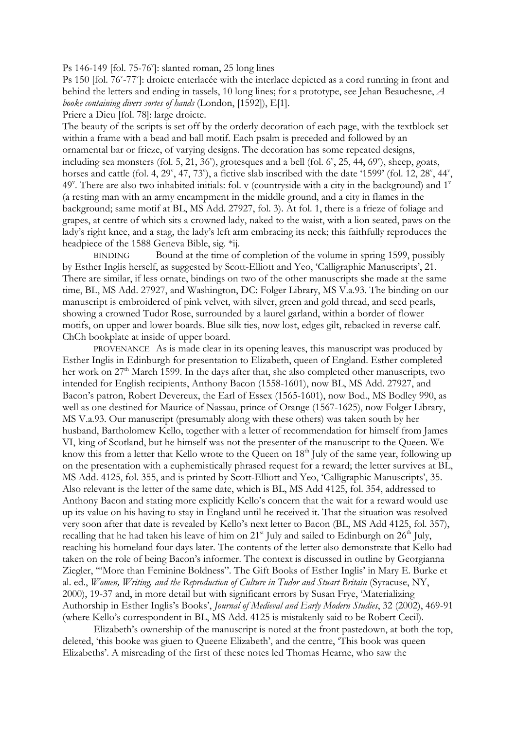Ps 146-149 [fol. 75-76$^{v}$]: slanted roman, 25 long lines

Ps 150 [fol. 76$^{v}$-77$^{v}$]: droicte enterlacée with the interlace depicted as a cord running in front and behind the letters and ending in tassels, 10 long lines; for a prototype, see Jehan Beauchesne, *A booke containing divers sortes of hands* (London, [1592]), E[1].

Priere a Dieu [fol. 78]: large droicte.

The beauty of the scripts is set off by the orderly decoration of each page, with the textblock set within a frame with a bead and ball motif. Each psalm is preceded and followed by an ornamental bar or frieze, of varying designs. The decoration has some repeated designs, including sea monsters (fol. 5, 21, 36$^{v}$), grotesques and a bell (fol. 6$^{v}$, 25, 44, 69$^{v}$), sheep, goats, horses and cattle (fol. 4, 29$^{v}$, 47, 73$^{v}$), a fictive slab inscribed with the date '1599' (fol. 12, 28$^{v}$, 44$^{v}$, 49$^{v}$. There are also two inhabited initials: fol. v (countryside with a city in the background) and 1$^{v}$ (a resting man with an army encampment in the middle ground, and a city in flames in the background; same motif at BL, MS Add. 27927, fol. 3). At fol. 1, there is a frieze of foliage and grapes, at centre of which sits a crowned lady, naked to the waist, with a lion seated, paws on the lady's right knee, and a stag, the lady's left arm embracing its neck; this faithfully reproduces the headpiece of the 1588 Geneva Bible, sig. *ij.

BINDING Bound at the time of completion of the volume in spring 1599, possibly by Esther Inglis herself, as suggested by Scott-Elliott and Yeo, 'Calligraphic Manuscripts', 21. There are similar, if less ornate, bindings on two of the other manuscripts she made at the same time, BL, MS Add. 27927, and Washington, DC: Folger Library, MS V.a.93. The binding on our manuscript is embroidered of pink velvet, with silver, green and gold thread, and seed pearls, showing a crowned Tudor Rose, surrounded by a laurel garland, within a border of flower motifs, on upper and lower boards. Blue silk ties, now lost, edges gilt, rebacked in reverse calf. ChCh bookplate at inside of upper board.

PROVENANCE As is made clear in its opening leaves, this manuscript was produced by Esther Inglis in Edinburgh for presentation to Elizabeth, queen of England. Esther completed her work on 27$^{th}$ March 1599. In the days after that, she also completed other manuscripts, two intended for English recipients, Anthony Bacon (1558-1601), now BL, MS Add. 27927, and Bacon's patron, Robert Devereux, the Earl of Essex (1565-1601), now Bod., MS Bodley 990, as well as one destined for Maurice of Nassau, prince of Orange (1567-1625), now Folger Library, MS V.a.93. Our manuscript (presumably along with these others) was taken south by her husband, Bartholomew Kello, together with a letter of recommendation for himself from James VI, king of Scotland, but he himself was not the presenter of the manuscript to the Queen. We know this from a letter that Kello wrote to the Queen on 18$^{th}$ July of the same year, following up on the presentation with a euphemistically phrased request for a reward; the letter survives at BL, MS Add. 4125, fol. 355, and is printed by Scott-Elliott and Yeo, 'Calligraphic Manuscripts', 35. Also relevant is the letter of the same date, which is BL, MS Add 4125, fol. 354, addressed to Anthony Bacon and stating more explicitly Kello's concern that the wait for a reward would use up its value on his having to stay in England until he received it. That the situation was resolved very soon after that date is revealed by Kello's next letter to Bacon (BL, MS Add 4125, fol. 357), recalling that he had taken his leave of him on 21$^{st}$ July and sailed to Edinburgh on 26$^{th}$ July, reaching his homeland four days later. The contents of the letter also demonstrate that Kello had taken on the role of being Bacon's informer. The context is discussed in outline by Georgianna Ziegler, '"More than Feminine Boldness". The Gift Books of Esther Inglis' in Mary E. Burke et al. ed., *Women, Writing, and the Reproduction of Culture in Tudor and Stuart Britain* (Syracuse, NY, 2000), 19-37 and, in more detail but with significant errors by Susan Frye, 'Materializing Authorship in Esther Inglis's Books', *Journal of Medieval and Early Modern Studies*, 32 (2002), 469-91 (where Kello's correspondent in BL, MS Add. 4125 is mistakenly said to be Robert Cecil).

Elizabeth's ownership of the manuscript is noted at the front pastedown, at both the top, deleted, 'this booke was giuen to Queene Elizabeth', and the centre, 'This book was queen Elizabeths'. A misreading of the first of these notes led Thomas Hearne, who saw the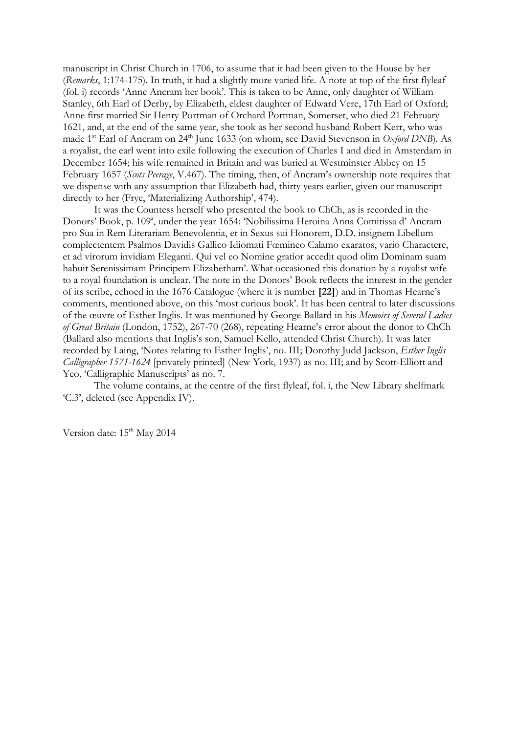manuscript in Christ Church in 1706, to assume that it had been given to the House by her (*Remarks*, 1:174-175). In truth, it had a slightly more varied life. A note at top of the first flyleaf (fol. i) records 'Anne Ancram her book'. This is taken to be Anne, only daughter of William Stanley, 6th Earl of Derby, by Elizabeth, eldest daughter of Edward Vere, 17th Earl of Oxford; Anne first married Sir Henry Portman of Orchard Portman, Somerset, who died 21 February 1621, and, at the end of the same year, she took as her second husband Robert Kerr, who was made 1st Earl of Ancram on 24th June 1633 (on whom, see David Stevenson in *Oxford DNB*). As a royalist, the earl went into exile following the execution of Charles I and died in Amsterdam in December 1654; his wife remained in Britain and was buried at Westminster Abbey on 15 February 1657 (*Scots Peerage*, V.467). The timing, then, of Ancram's ownership note requires that we dispense with any assumption that Elizabeth had, thirty years earlier, given our manuscript directly to her (Frye, 'Materializing Authorship', 474).

It was the Countess herself who presented the book to ChCh, as is recorded in the Donors' Book, p. 109a, under the year 1654: 'Nobilissima Heroina Anna Comitissa d' Ancram pro Sua in Rem Literariam Benevolentia, et in Sexus sui Honorem, D.D. insignem Libellum complectentem Psalmos Davidis Gallico Idiomati Fœmineo Calamo exaratos, vario Charactere, et ad virorum invidiam Eleganti. Qui vel eo Nomine gratior accedit quod olim Dominam suam habuit Serenissimam Principem Elizabetham'. What occasioned this donation by a royalist wife to a royal foundation is unclear. The note in the Donors' Book reflects the interest in the gender of its scribe, echoed in the 1676 Catalogue (where it is number **[22]**) and in Thomas Hearne's comments, mentioned above, on this 'most curious book'. It has been central to later discussions of the œuvre of Esther Inglis. It was mentioned by George Ballard in his *Memoirs of Several Ladies of Great Britain* (London, 1752), 267-70 (268), repeating Hearne's error about the donor to ChCh (Ballard also mentions that Inglis's son, Samuel Kello, attended Christ Church). It was later recorded by Laing, 'Notes relating to Esther Inglis', no. III; Dorothy Judd Jackson, *Esther Inglis Calligrapher 1571-1624* [privately printed] (New York, 1937) as no. III; and by Scott-Elliott and Yeo, 'Calligraphic Manuscripts' as no. 7.

The volume contains, at the centre of the first flyleaf, fol. i, the New Library shelfmark 'C.3', deleted (see Appendix IV).

Version date: 15th May 2014